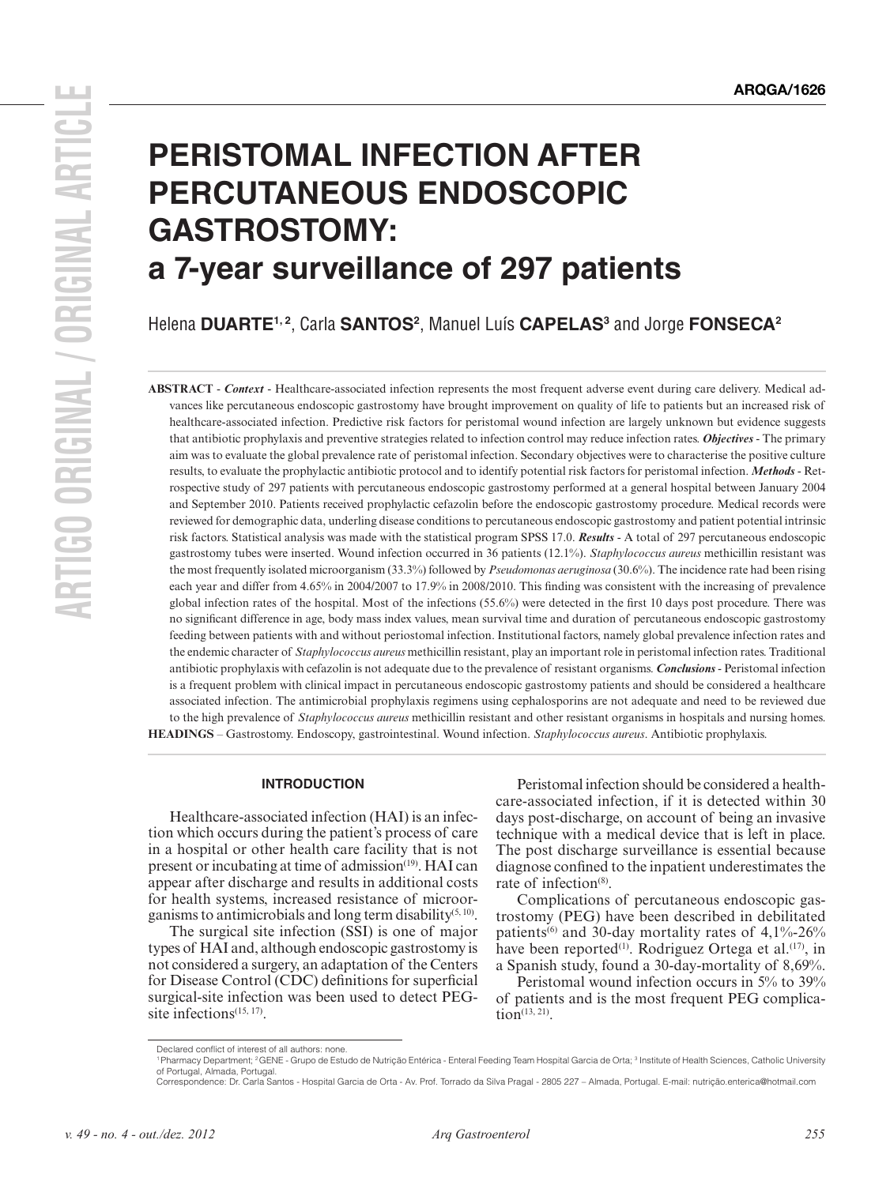ARQGA/1626

# PERISTOMAL INFECTION AFTER PERCUTANEOUS ENDOSCOPIC GASTROSTOMY: a 7-year surveillance of 297 patients

Helena **DUARTE**[1, 2], Carla **SANTOS**[2], Manuel Luís **CAPELAS**[3] and Jorge **FONSECA**[2]

**ABSTRACT** - ***Context*** - Healthcare-associated infection represents the most frequent adverse event during care delivery. Medical advances like percutaneous endoscopic gastrostomy have brought improvement on quality of life to patients but an increased risk of healthcare-associated infection. Predictive risk factors for peristomal wound infection are largely unknown but evidence suggests that antibiotic prophylaxis and preventive strategies related to infection control may reduce infection rates. ***Objectives*** - The primary aim was to evaluate the global prevalence rate of peristomal infection. Secondary objectives were to characterise the positive culture results, to evaluate the prophylactic antibiotic protocol and to identify potential risk factors for peristomal infection. ***Methods*** - Retrospective study of 297 patients with percutaneous endoscopic gastrostomy performed at a general hospital between January 2004 and September 2010. Patients received prophylactic cefazolin before the endoscopic gastrostomy procedure. Medical records were reviewed for demographic data, underling disease conditions to percutaneous endoscopic gastrostomy and patient potential intrinsic risk factors. Statistical analysis was made with the statistical program SPSS 17.0. ***Results*** - A total of 297 percutaneous endoscopic gastrostomy tubes were inserted. Wound infection occurred in 36 patients (12.1%). *Staphylococcus aureus* methicillin resistant was the most frequently isolated microorganism (33.3%) followed by *Pseudomonas aeruginosa* (30.6%). The incidence rate had been rising each year and differ from 4.65% in 2004/2007 to 17.9% in 2008/2010. This finding was consistent with the increasing of prevalence global infection rates of the hospital. Most of the infections (55.6%) were detected in the first 10 days post procedure. There was no significant difference in age, body mass index values, mean survival time and duration of percutaneous endoscopic gastrostomy feeding between patients with and without periostomal infection. Institutional factors, namely global prevalence infection rates and the endemic character of *Staphylococcus aureus* methicillin resistant, play an important role in peristomal infection rates. Traditional antibiotic prophylaxis with cefazolin is not adequate due to the prevalence of resistant organisms. ***Conclusions*** - Peristomal infection is a frequent problem with clinical impact in percutaneous endoscopic gastrostomy patients and should be considered a healthcare associated infection. The antimicrobial prophylaxis regimens using cephalosporins are not adequate and need to be reviewed due to the high prevalence of *Staphylococcus aureus* methicillin resistant and other resistant organisms in hospitals and nursing homes.

**HEADINGS** – Gastrostomy. Endoscopy, gastrointestinal. Wound infection. *Staphylococcus aureus*. Antibiotic prophylaxis.

## INTRODUCTION

Healthcare-associated infection (HAI) is an infection which occurs during the patient's process of care in a hospital or other health care facility that is not present or incubating at time of admission[19]. HAI can appear after discharge and results in additional costs for health systems, increased resistance of microorganisms to antimicrobials and long term disability[5, 10].

The surgical site infection (SSI) is one of major types of HAI and, although endoscopic gastrostomy is not considered a surgery, an adaptation of the Centers for Disease Control (CDC) definitions for superficial surgical-site infection was been used to detect PEG-site infections[15, 17].

Peristomal infection should be considered a healthcare-associated infection, if it is detected within 30 days post-discharge, on account of being an invasive technique with a medical device that is left in place. The post discharge surveillance is essential because diagnose confined to the inpatient underestimates the rate of infection[8].

Complications of percutaneous endoscopic gastrostomy (PEG) have been described in debilitated patients[6] and 30-day mortality rates of 4,1%-26% have been reported[1]. Rodriguez Ortega et al.[17], in a Spanish study, found a 30-day-mortality of 8,69%.

Peristomal wound infection occurs in 5% to 39% of patients and is the most frequent PEG complication[13, 21].

Declared conflict of interest of all authors: none.

[1] Pharmacy Department; [2] GENE - Grupo de Estudo de Nutrição Entérica - Enteral Feeding Team Hospital Garcia de Orta; [3] Institute of Health Sciences, Catholic University of Portugal, Almada, Portugal.

Correspondence: Dr. Carla Santos - Hospital Garcia de Orta - Av. Prof. Torrado da Silva Pragal - 2805 227 – Almada, Portugal. E-mail: nutrição.enterica@hotmail.com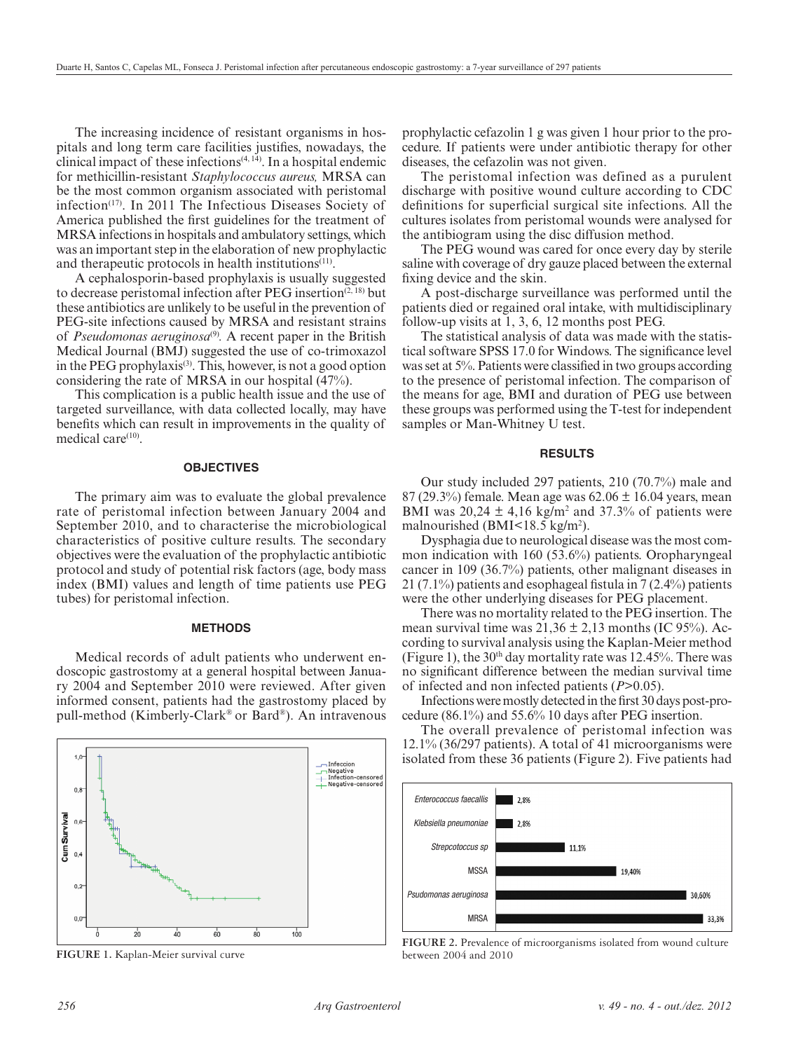The increasing incidence of resistant organisms in hospitals and long term care facilities justifies, nowadays, the clinical impact of these infections[4, 14]. In a hospital endemic for methicillin-resistant *Staphylococcus aureus,* MRSA can be the most common organism associated with peristomal infection[17]. In 2011 The Infectious Diseases Society of America published the first guidelines for the treatment of MRSA infections in hospitals and ambulatory settings, which was an important step in the elaboration of new prophylactic and therapeutic protocols in health institutions[11].

A cephalosporin-based prophylaxis is usually suggested to decrease peristomal infection after PEG insertion[2, 18] but these antibiotics are unlikely to be useful in the prevention of PEG-site infections caused by MRSA and resistant strains of *Pseudomonas aeruginosa*[9]. A recent paper in the British Medical Journal (BMJ) suggested the use of co-trimoxazol in the PEG prophylaxis[3]. This, however, is not a good option considering the rate of MRSA in our hospital (47%).

This complication is a public health issue and the use of targeted surveillance, with data collected locally, may have benefits which can result in improvements in the quality of medical care[10].

## OBJECTIVES

The primary aim was to evaluate the global prevalence rate of peristomal infection between January 2004 and September 2010, and to characterise the microbiological characteristics of positive culture results. The secondary objectives were the evaluation of the prophylactic antibiotic protocol and study of potential risk factors (age, body mass index (BMI) values and length of time patients use PEG tubes) for peristomal infection.

## METHODS

Medical records of adult patients who underwent endoscopic gastrostomy at a general hospital between January 2004 and September 2010 were reviewed. After given informed consent, patients had the gastrostomy placed by pull-method (Kimberly-Clark® or Bard®). An intravenous prophylactic cefazolin 1 g was given 1 hour prior to the procedure. If patients were under antibiotic therapy for other diseases, the cefazolin was not given.

The peristomal infection was defined as a purulent discharge with positive wound culture according to CDC definitions for superficial surgical site infections. All the cultures isolates from peristomal wounds were analysed for the antibiogram using the disc diffusion method.

The PEG wound was cared for once every day by sterile saline with coverage of dry gauze placed between the external fixing device and the skin.

A post-discharge surveillance was performed until the patients died or regained oral intake, with multidisciplinary follow-up visits at 1, 3, 6, 12 months post PEG.

The statistical analysis of data was made with the statistical software SPSS 17.0 for Windows. The significance level was set at 5%. Patients were classified in two groups according to the presence of peristomal infection. The comparison of the means for age, BMI and duration of PEG use between these groups was performed using the T-test for independent samples or Man-Whitney U test.

FIGURE 1. Kaplan-Meier survival curve

## RESULTS

Our study included 297 patients, 210 (70.7%) male and 87 (29.3%) female. Mean age was 62.06 ± 16.04 years, mean BMI was 20,24 ± 4,16 kg/m$^2$ and 37.3% of patients were malnourished (BMI<18.5 kg/m$^2$).

Dysphagia due to neurological disease was the most common indication with 160 (53.6%) patients. Oropharyngeal cancer in 109 (36.7%) patients, other malignant diseases in 21 (7.1%) patients and esophageal fistula in 7 (2.4%) patients were the other underlying diseases for PEG placement.

There was no mortality related to the PEG insertion. The mean survival time was 21,36 ± 2,13 months (IC 95%). According to survival analysis using the Kaplan-Meier method (Figure 1), the 30$^{th}$ day mortality rate was 12.45%. There was no significant difference between the median survival time of infected and non infected patients ($P$>0.05).

Infections were mostly detected in the first 30 days post-procedure (86.1%) and 55.6% 10 days after PEG insertion.

The overall prevalence of peristomal infection was 12.1% (36/297 patients). A total of 41 microorganisms were isolated from these 36 patients (Figure 2). Five patients had

| Microorganism | Prevalence |
|---|---|
| *Enterococcus faecallis* | 2,8% |
| *Klebsiella pneumoniae* | 2,8% |
| *Strepcotoccus sp* | 11,1% |
| MSSA | 19,40% |
| *Psudomonas aeruginosa* | 30,60% |
| MRSA | 33,3% |

FIGURE 2. Prevalence of microorganisms isolated from wound culture between 2004 and 2010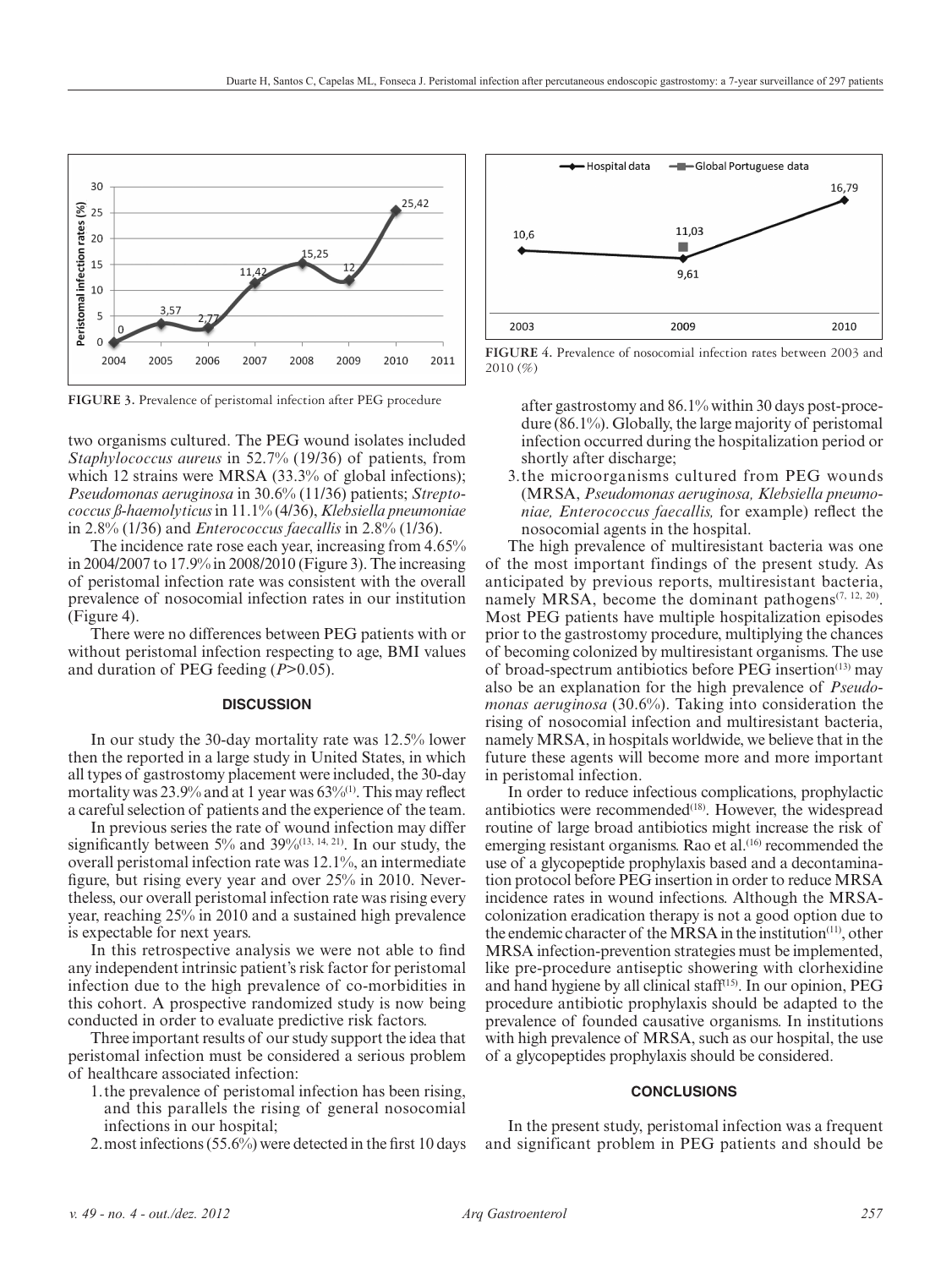FIGURE 3. Prevalence of peristomal infection after PEG procedure

FIGURE 4. Prevalence of nosocomial infection rates between 2003 and 2010 (%)

two organisms cultured. The PEG wound isolates included *Staphylococcus aureus* in 52.7% (19/36) of patients, from which 12 strains were MRSA (33.3% of global infections); *Pseudomonas aeruginosa* in 30.6% (11/36) patients; *Streptococcus β-haemolyticus* in 11.1% (4/36), *Klebsiella pneumoniae* in 2.8% (1/36) and *Enterococcus faecallis* in 2.8% (1/36).

The incidence rate rose each year, increasing from 4.65% in 2004/2007 to 17.9% in 2008/2010 (Figure 3). The increasing of peristomal infection rate was consistent with the overall prevalence of nosocomial infection rates in our institution (Figure 4).

There were no differences between PEG patients with or without peristomal infection respecting to age, BMI values and duration of PEG feeding ($P>0.05$).

## DISCUSSION

In our study the 30-day mortality rate was 12.5% lower then the reported in a large study in United States, in which all types of gastrostomy placement were included, the 30-day mortality was 23.9% and at 1 year was 63%[1]. This may reflect a careful selection of patients and the experience of the team.

In previous series the rate of wound infection may differ significantly between 5% and 39%[13, 14, 21]. In our study, the overall peristomal infection rate was 12.1%, an intermediate figure, but rising every year and over 25% in 2010. Nevertheless, our overall peristomal infection rate was rising every year, reaching 25% in 2010 and a sustained high prevalence is expectable for next years.

In this retrospective analysis we were not able to find any independent intrinsic patient's risk factor for peristomal infection due to the high prevalence of co-morbidities in this cohort. A prospective randomized study is now being conducted in order to evaluate predictive risk factors.

Three important results of our study support the idea that peristomal infection must be considered a serious problem of healthcare associated infection:

1. the prevalence of peristomal infection has been rising, and this parallels the rising of general nosocomial infections in our hospital;
2. most infections (55.6%) were detected in the first 10 days after gastrostomy and 86.1% within 30 days post-procedure (86.1%). Globally, the large majority of peristomal infection occurred during the hospitalization period or shortly after discharge;
3. the microorganisms cultured from PEG wounds (MRSA, *Pseudomonas aeruginosa, Klebsiella pneumoniae, Enterococcus faecallis,* for example) reflect the nosocomial agents in the hospital.

The high prevalence of multiresistant bacteria was one of the most important findings of the present study. As anticipated by previous reports, multiresistant bacteria, namely MRSA, become the dominant pathogens[7, 12, 20]. Most PEG patients have multiple hospitalization episodes prior to the gastrostomy procedure, multiplying the chances of becoming colonized by multiresistant organisms. The use of broad-spectrum antibiotics before PEG insertion[13] may also be an explanation for the high prevalence of *Pseudomonas aeruginosa* (30.6%). Taking into consideration the rising of nosocomial infection and multiresistant bacteria, namely MRSA, in hospitals worldwide, we believe that in the future these agents will become more and more important in peristomal infection.

In order to reduce infectious complications, prophylactic antibiotics were recommended[18]. However, the widespread routine of large broad antibiotics might increase the risk of emerging resistant organisms. Rao et al.[16] recommended the use of a glycopeptide prophylaxis based and a decontamination protocol before PEG insertion in order to reduce MRSA incidence rates in wound infections. Although the MRSA-colonization eradication therapy is not a good option due to the endemic character of the MRSA in the institution[11], other MRSA infection-prevention strategies must be implemented, like pre-procedure antiseptic showering with clorhexidine and hand hygiene by all clinical staff[15]. In our opinion, PEG procedure antibiotic prophylaxis should be adapted to the prevalence of founded causative organisms. In institutions with high prevalence of MRSA, such as our hospital, the use of a glycopeptides prophylaxis should be considered.

## CONCLUSIONS

In the present study, peristomal infection was a frequent and significant problem in PEG patients and should be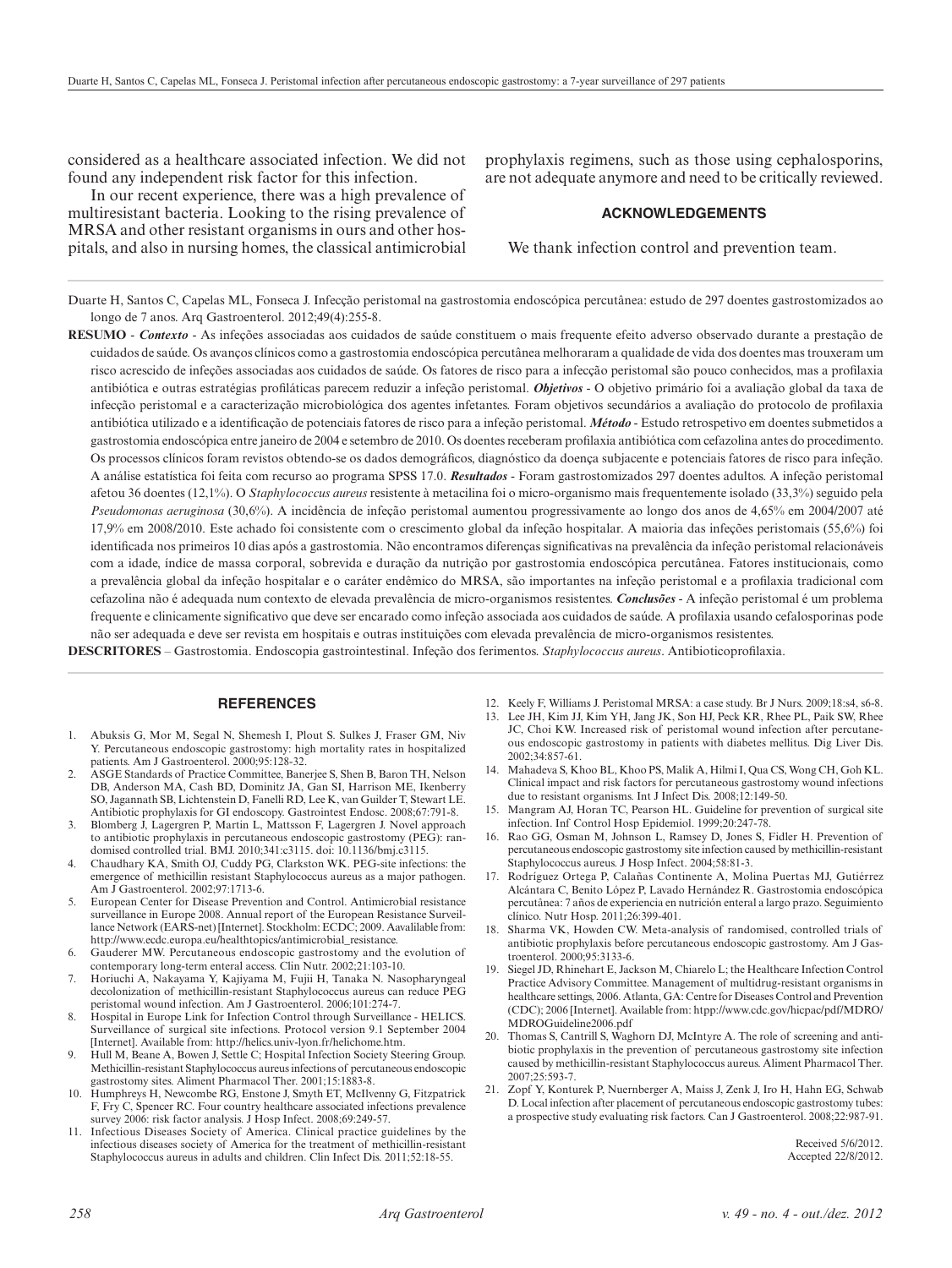considered as a healthcare associated infection. We did not found any independent risk factor for this infection.

In our recent experience, there was a high prevalence of multiresistant bacteria. Looking to the rising prevalence of MRSA and other resistant organisms in ours and other hospitals, and also in nursing homes, the classical antimicrobial prophylaxis regimens, such as those using cephalosporins, are not adequate anymore and need to be critically reviewed.

## ACKNOWLEDGEMENTS

We thank infection control and prevention team.

---

Duarte H, Santos C, Capelas ML, Fonseca J. Infecção peristomal na gastrostomia endoscópica percutânea: estudo de 297 doentes gastrostomizados ao longo de 7 anos. Arq Gastroenterol. 2012;49(4):255-8.

**RESUMO** - ***Contexto*** - As infeções associadas aos cuidados de saúde constituem o mais frequente efeito adverso observado durante a prestação de cuidados de saúde. Os avanços clínicos como a gastrostomia endoscópica percutânea melhoraram a qualidade de vida dos doentes mas trouxeram um risco acrescido de infeções associadas aos cuidados de saúde. Os fatores de risco para a infecção peristomal são pouco conhecidos, mas a profilaxia antibiótica e outras estratégias profiláticas parecem reduzir a infeção peristomal. ***Objetivos*** - O objetivo primário foi a avaliação global da taxa de infeção peristomal e a caracterização microbiológica dos agentes infetantes. Foram objetivos secundários a avaliação do protocolo de profilaxia antibiótica utilizado e a identificação de potenciais fatores de risco para a infeção peristomal. ***Método*** - Estudo retrospetivo em doentes submetidos a gastrostomia endoscópica entre janeiro de 2004 e setembro de 2010. Os doentes receberam profilaxia antibiótica com cefazolina antes do procedimento. Os processos clínicos foram revistos obtendo-se os dados demográficos, diagnóstico da doença subjacente e potenciais fatores de risco para infeção. A análise estatística foi feita com recurso ao programa SPSS 17.0. ***Resultados*** - Foram gastrostomizados 297 doentes adultos. A infeção peristomal afetou 36 doentes (12,1%). O *Staphylococcus aureus* resistente à meticilina foi o micro-organismo mais frequentemente isolado (33,3%) seguido pela *Pseudomonas aeruginosa* (30,6%). A incidência de infeção peristomal aumentou progressivamente ao longo dos anos de 4,65% em 2004/2007 até 17,9% em 2008/2010. Este achado foi consistente com o crescimento global da infeção hospitalar. A maioria das infeções peristomais (55,6%) foi identificada nos primeiros 10 dias após a gastrostomia. Não encontramos diferenças significativas na prevalência da infeção peristomal relacionáveis com a idade, índice de massa corporal, sobrevida e duração da nutrição por gastrostomia endoscópica percutânea. Fatores institucionais, como a prevalência global da infeção hospitalar e o caráter endêmico do MRSA, são importantes na infeção peristomal e a profilaxia tradicional com cefazolina não é adequada num contexto de elevada prevalência de micro-organismos resistentes. ***Conclusões*** - A infeção peristomal é um problema frequente e clinicamente significativo que deve ser encarado como infeção associada aos cuidados de saúde. A profilaxia usando cefalosporinas pode não ser adequada e deve ser revista em hospitais e outras instituições com elevada prevalência de micro-organismos resistentes.

**DESCRITORES** – Gastrostomia. Endoscopia gastrointestinal. Infeção dos ferimentos. *Staphylococcus aureus*. Antibioticoprofilaxia.

---

## REFERENCES

1. Abuksis G, Mor M, Segal N, Shemesh I, Plout S. Sulkes J, Fraser GM, Niv Y. Percutaneous endoscopic gastrostomy: high mortality rates in hospitalized patients. Am J Gastroenterol. 2000;95:128-32.
2. ASGE Standards of Practice Committee, Banerjee S, Shen B, Baron TH, Nelson DB, Anderson MA, Cash BD, Dominitz JA, Gan SI, Harrison ME, Ikenberry SO, Jagannath SB, Lichtenstein D, Fanelli RD, Lee K, van Guilder T, Stewart LE. Antibiotic prophylaxis for GI endoscopy. Gastrointest Endosc. 2008;67:791-8.
3. Blomberg J, Lagergren P, Martin L, Mattsson F, Lagergren J. Novel approach to antibiotic prophylaxis in percutaneous endoscopic gastrostomy (PEG): randomised controlled trial. BMJ. 2010;341:c3115. doi: 10.1136/bmj.c3115.
4. Chaudhary KA, Smith OJ, Cuddy PG, Clarkston WK. PEG-site infections: the emergence of methicillin resistant Staphylococcus aureus as a major pathogen. Am J Gastroenterol. 2002;97:1713-6.
5. European Center for Disease Prevention and Control. Antimicrobial resistance surveillance in Europe 2008. Annual report of the European Resistance Surveillance Network (EARS-net) [Internet]. Stockholm: ECDC; 2009. Aavailable from: http://www.ecdc.europa.eu/healthtopics/antimicrobial_resistance.
6. Gauderer MW. Percutaneous endoscopic gastrostomy and the evolution of contemporary long-term enteral access. Clin Nutr. 2002;21:103-10.
7. Horiuchi A, Nakayama Y, Kajiyama M, Fujii H, Tanaka N. Nasopharyngeal decolonization of methicillin-resistant Staphylococcus aureus can reduce PEG peristomal wound infection. Am J Gastroenterol. 2006;101:274-7.
8. Hospital in Europe Link for Infection Control through Surveillance - HELICS. Surveillance of surgical site infections. Protocol version 9.1 September 2004 [Internet]. Available from: http://helics.univ-lyon.fr/helichome.htm.
9. Hull M, Beane A, Bowen J, Settle C; Hospital Infection Society Steering Group. Methicillin-resistant Staphylococcus aureus infections of percutaneous endoscopic gastrostomy sites. Aliment Pharmacol Ther. 2001;15:1883-8.
10. Humphreys H, Newcombe RG, Enstone J, Smyth ET, McIlvenny G, Fitzpatrick F, Fry C, Spencer RC. Four country healthcare associated infections prevalence survey 2006: risk factor analysis. J Hosp Infect. 2008;69:249-57.
11. Infectious Diseases Society of America. Clinical practice guidelines by the infectious diseases society of America for the treatment of methicillin-resistant Staphylococcus aureus in adults and children. Clin Infect Dis. 2011;52:18-55.
12. Keely F, Williams J. Peristomal MRSA: a case study. Br J Nurs. 2009;18:s4, s6-8.
13. Lee JH, Kim JJ, Kim YH, Jang JK, Son HJ, Peck KR, Rhee PL, Paik SW, Rhee JC, Choi KW. Increased risk of peristomal wound infection after percutaneous endoscopic gastrostomy in patients with diabetes mellitus. Dig Liver Dis. 2002;34:857-61.
14. Mahadeva S, Khoo BL, Khoo PS, Malik A, Hilmi I, Qua CS, Wong CH, Goh KL. Clinical impact and risk factors for percutaneous gastrostomy wound infections due to resistant organisms. Int J Infect Dis. 2008;12:149-50.
15. Mangram AJ, Horan TC, Pearson HL. Guideline for prevention of surgical site infection. Inf Control Hosp Epidemiol. 1999;20:247-78.
16. Rao GG, Osman M, Johnson L, Ramsey D, Jones S, Fidler H. Prevention of percutaneous endoscopic gastrostomy site infection caused by methicillin-resistant Staphylococcus aureus. J Hosp Infect. 2004;58:81-3.
17. Rodríguez Ortega P, Calañas Continente A, Molina Puertas MJ, Gutiérrez Alcántara C, Benito López P, Lavado Hernández R. Gastrostomia endoscópica percutânea: 7 años de experiencia en nutrición enteral a largo prazo. Seguimiento clínico. Nutr Hosp. 2011;26:399-401.
18. Sharma VK, Howden CW. Meta-analysis of randomised, controlled trials of antibiotic prophylaxis before percutaneous endoscopic gastrostomy. Am J Gastroenterol. 2000;95:3133-6.
19. Siegel JD, Rhinehart E, Jackson M, Chiarelo L; the Healthcare Infection Control Practice Advisory Committee. Management of multidrug-resistant organisms in healthcare settings, 2006. Atlanta, GA: Centre for Diseases Control and Prevention (CDC); 2006 [Internet]. Available from: htpp://www.cdc.gov/hicpac/pdf/MDRO/MDROGuideline2006.pdf
20. Thomas S, Cantrill S, Waghorn DJ, McIntyre A. The role of screening and antibiotic prophylaxis in the prevention of percutaneous gastrostomy site infection caused by methicillin-resistant Staphylococcus aureus. Aliment Pharmacol Ther. 2007;25:593-7.
21. Zopf Y, Konturek P, Nuernberger A, Maiss J, Zenk J, Iro H, Hahn EG, Schwab D. Local infection after placement of percutaneous endoscopic gastrostomy tubes: a prospective study evaluating risk factors. Can J Gastroenterol. 2008;22:987-91.

Received 5/6/2012.
Accepted 22/8/2012.